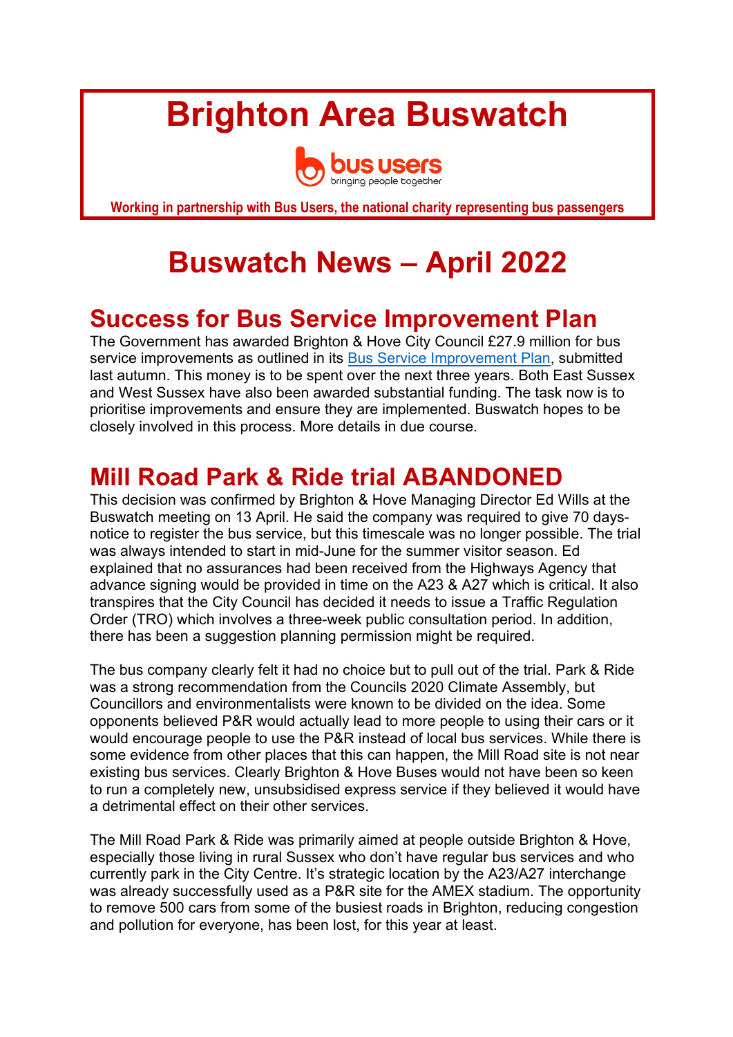# Brighton Area Buswatch

bus users
bringing people together

**Working in partnership with Bus Users, the national charity representing bus passengers**

# Buswatch News – April 2022

## Success for Bus Service Improvement Plan

The Government has awarded Brighton & Hove City Council £27.9 million for bus service improvements as outlined in its [Bus Service Improvement Plan](), submitted last autumn. This money is to be spent over the next three years. Both East Sussex and West Sussex have also been awarded substantial funding. The task now is to prioritise improvements and ensure they are implemented. Buswatch hopes to be closely involved in this process. More details in due course.

## Mill Road Park & Ride trial ABANDONED

This decision was confirmed by Brighton & Hove Managing Director Ed Wills at the Buswatch meeting on 13 April. He said the company was required to give 70 days-notice to register the bus service, but this timescale was no longer possible. The trial was always intended to start in mid-June for the summer visitor season. Ed explained that no assurances had been received from the Highways Agency that advance signing would be provided in time on the A23 & A27 which is critical. It also transpires that the City Council has decided it needs to issue a Traffic Regulation Order (TRO) which involves a three-week public consultation period. In addition, there has been a suggestion planning permission might be required.

The bus company clearly felt it had no choice but to pull out of the trial. Park & Ride was a strong recommendation from the Councils 2020 Climate Assembly, but Councillors and environmentalists were known to be divided on the idea. Some opponents believed P&R would actually lead to more people to using their cars or it would encourage people to use the P&R instead of local bus services. While there is some evidence from other places that this can happen, the Mill Road site is not near existing bus services. Clearly Brighton & Hove Buses would not have been so keen to run a completely new, unsubsidised express service if they believed it would have a detrimental effect on their other services.

The Mill Road Park & Ride was primarily aimed at people outside Brighton & Hove, especially those living in rural Sussex who don't have regular bus services and who currently park in the City Centre. It's strategic location by the A23/A27 interchange was already successfully used as a P&R site for the AMEX stadium. The opportunity to remove 500 cars from some of the busiest roads in Brighton, reducing congestion and pollution for everyone, has been lost, for this year at least.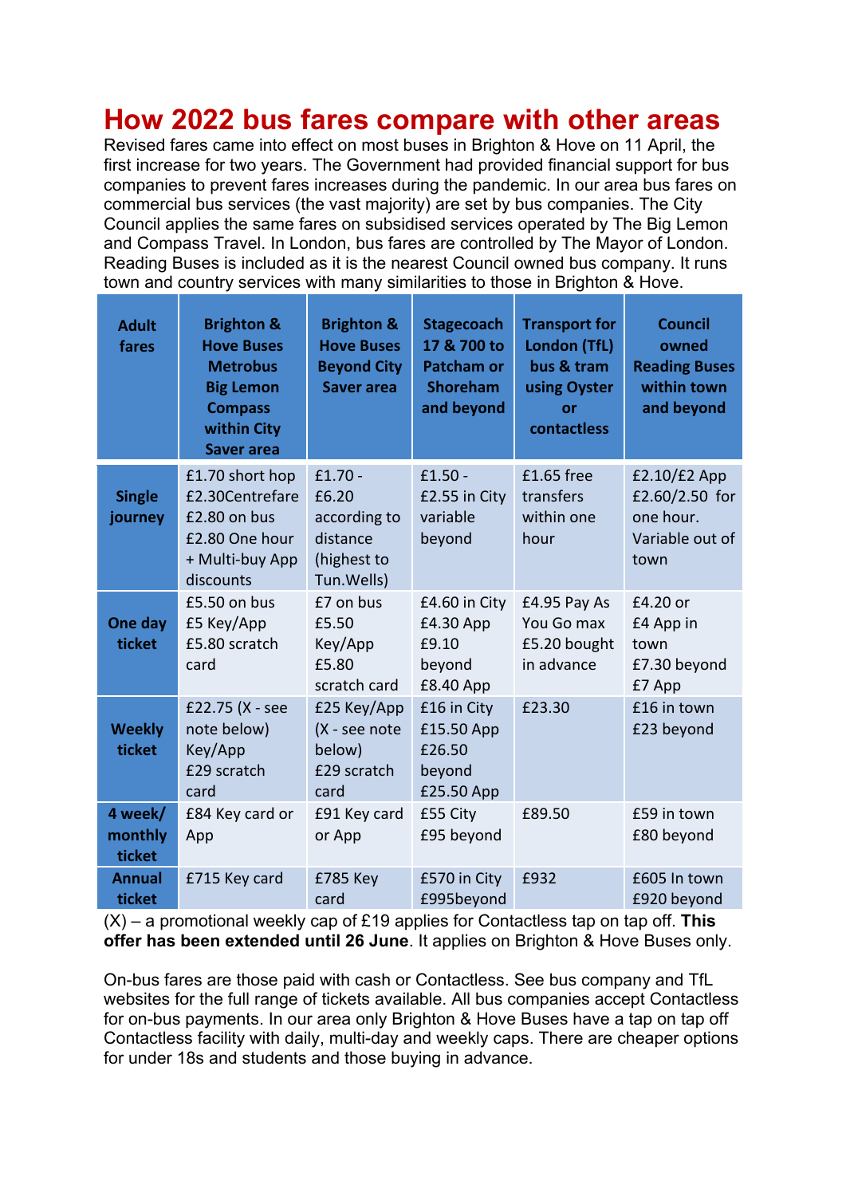# How 2022 bus fares compare with other areas

Revised fares came into effect on most buses in Brighton & Hove on 11 April, the first increase for two years. The Government had provided financial support for bus companies to prevent fares increases during the pandemic. In our area bus fares on commercial bus services (the vast majority) are set by bus companies. The City Council applies the same fares on subsidised services operated by The Big Lemon and Compass Travel. In London, bus fares are controlled by The Mayor of London. Reading Buses is included as it is the nearest Council owned bus company. It runs town and country services with many similarities to those in Brighton & Hove.

| Adult fares | Brighton & Hove Buses Metrobus Big Lemon Compass within City Saver area | Brighton & Hove Buses Beyond City Saver area | Stagecoach 17 & 700 to Patcham or Shoreham and beyond | Transport for London (TfL) bus & tram using Oyster or contactless | Council owned Reading Buses within town and beyond |
|---|---|---|---|---|---|
| **Single journey** | £1.70 short hop £2.30Centrefare £2.80 on bus £2.80 One hour + Multi-buy App discounts | £1.70 - £6.20 according to distance (highest to Tun.Wells) | £1.50 - £2.55 in City variable beyond | £1.65 free transfers within one hour | £2.10/£2 App £2.60/2.50 for one hour. Variable out of town |
| **One day ticket** | £5.50 on bus £5 Key/App £5.80 scratch card | £7 on bus £5.50 Key/App £5.80 scratch card | £4.60 in City £4.30 App £9.10 beyond £8.40 App | £4.95 Pay As You Go max £5.20 bought in advance | £4.20 or £4 App in town £7.30 beyond £7 App |
| **Weekly ticket** | £22.75 (X - see note below) Key/App £29 scratch card | £25 Key/App (X - see note below) £29 scratch card | £16 in City £15.50 App £26.50 beyond £25.50 App | £23.30 | £16 in town £23 beyond |
| **4 week/ monthly ticket** | £84 Key card or App | £91 Key card or App | £55 City £95 beyond | £89.50 | £59 in town £80 beyond |
| **Annual ticket** | £715 Key card | £785 Key card | £570 in City £995beyond | £932 | £605 In town £920 beyond |

(X) – a promotional weekly cap of £19 applies for Contactless tap on tap off. **This offer has been extended until 26 June**. It applies on Brighton & Hove Buses only.

On-bus fares are those paid with cash or Contactless. See bus company and TfL websites for the full range of tickets available. All bus companies accept Contactless for on-bus payments. In our area only Brighton & Hove Buses have a tap on tap off Contactless facility with daily, multi-day and weekly caps. There are cheaper options for under 18s and students and those buying in advance.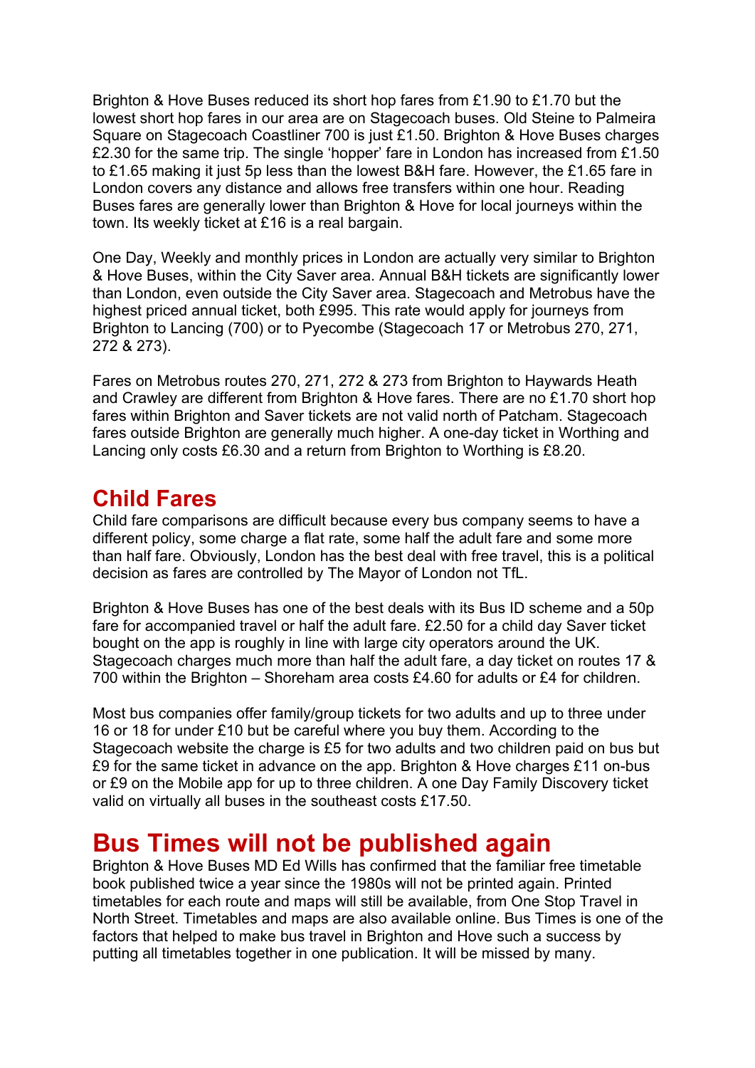Brighton & Hove Buses reduced its short hop fares from £1.90 to £1.70 but the lowest short hop fares in our area are on Stagecoach buses. Old Steine to Palmeira Square on Stagecoach Coastliner 700 is just £1.50. Brighton & Hove Buses charges £2.30 for the same trip. The single 'hopper' fare in London has increased from £1.50 to £1.65 making it just 5p less than the lowest B&H fare. However, the £1.65 fare in London covers any distance and allows free transfers within one hour. Reading Buses fares are generally lower than Brighton & Hove for local journeys within the town. Its weekly ticket at £16 is a real bargain.

One Day, Weekly and monthly prices in London are actually very similar to Brighton & Hove Buses, within the City Saver area. Annual B&H tickets are significantly lower than London, even outside the City Saver area. Stagecoach and Metrobus have the highest priced annual ticket, both £995. This rate would apply for journeys from Brighton to Lancing (700) or to Pyecombe (Stagecoach 17 or Metrobus 270, 271, 272 & 273).

Fares on Metrobus routes 270, 271, 272 & 273 from Brighton to Haywards Heath and Crawley are different from Brighton & Hove fares. There are no £1.70 short hop fares within Brighton and Saver tickets are not valid north of Patcham. Stagecoach fares outside Brighton are generally much higher. A one-day ticket in Worthing and Lancing only costs £6.30 and a return from Brighton to Worthing is £8.20.

## Child Fares

Child fare comparisons are difficult because every bus company seems to have a different policy, some charge a flat rate, some half the adult fare and some more than half fare. Obviously, London has the best deal with free travel, this is a political decision as fares are controlled by The Mayor of London not TfL.

Brighton & Hove Buses has one of the best deals with its Bus ID scheme and a 50p fare for accompanied travel or half the adult fare. £2.50 for a child day Saver ticket bought on the app is roughly in line with large city operators around the UK. Stagecoach charges much more than half the adult fare, a day ticket on routes 17 & 700 within the Brighton – Shoreham area costs £4.60 for adults or £4 for children.

Most bus companies offer family/group tickets for two adults and up to three under 16 or 18 for under £10 but be careful where you buy them. According to the Stagecoach website the charge is £5 for two adults and two children paid on bus but £9 for the same ticket in advance on the app. Brighton & Hove charges £11 on-bus or £9 on the Mobile app for up to three children. A one Day Family Discovery ticket valid on virtually all buses in the southeast costs £17.50.

# Bus Times will not be published again

Brighton & Hove Buses MD Ed Wills has confirmed that the familiar free timetable book published twice a year since the 1980s will not be printed again. Printed timetables for each route and maps will still be available, from One Stop Travel in North Street. Timetables and maps are also available online. Bus Times is one of the factors that helped to make bus travel in Brighton and Hove such a success by putting all timetables together in one publication. It will be missed by many.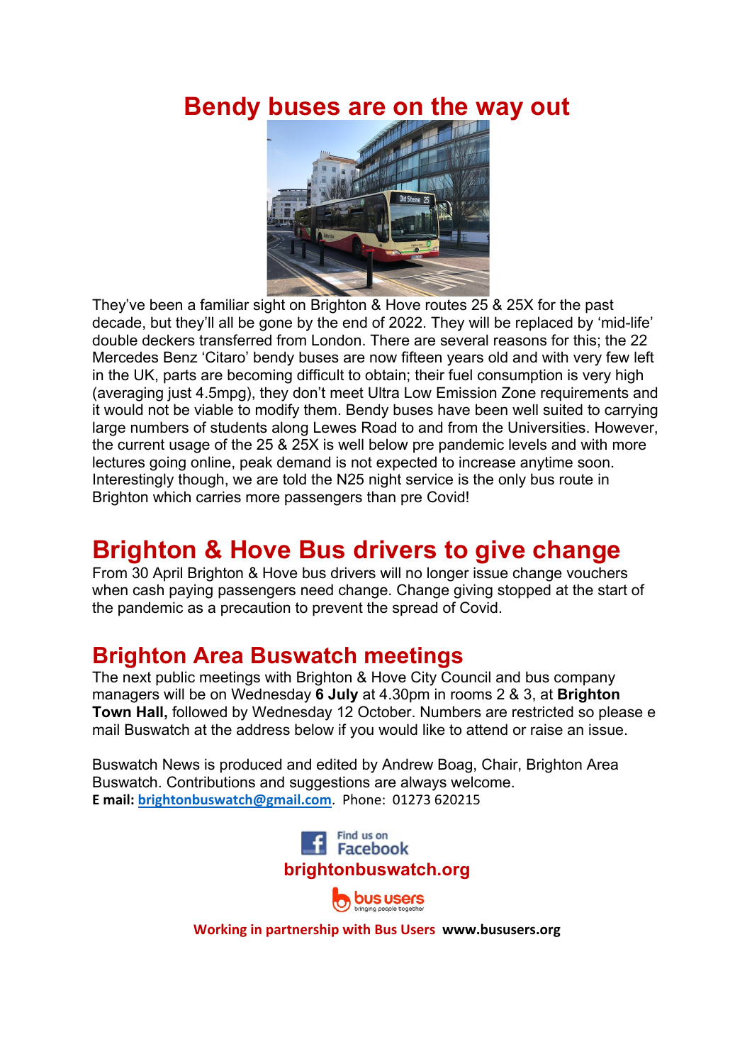# Bendy buses are on the way out

They've been a familiar sight on Brighton & Hove routes 25 & 25X for the past decade, but they'll all be gone by the end of 2022. They will be replaced by 'mid-life' double deckers transferred from London. There are several reasons for this; the 22 Mercedes Benz 'Citaro' bendy buses are now fifteen years old and with very few left in the UK, parts are becoming difficult to obtain; their fuel consumption is very high (averaging just 4.5mpg), they don't meet Ultra Low Emission Zone requirements and it would not be viable to modify them. Bendy buses have been well suited to carrying large numbers of students along Lewes Road to and from the Universities. However, the current usage of the 25 & 25X is well below pre pandemic levels and with more lectures going online, peak demand is not expected to increase anytime soon. Interestingly though, we are told the N25 night service is the only bus route in Brighton which carries more passengers than pre Covid!

# Brighton & Hove Bus drivers to give change

From 30 April Brighton & Hove bus drivers will no longer issue change vouchers when cash paying passengers need change. Change giving stopped at the start of the pandemic as a precaution to prevent the spread of Covid.

## Brighton Area Buswatch meetings

The next public meetings with Brighton & Hove City Council and bus company managers will be on Wednesday **6 July** at 4.30pm in rooms 2 & 3, at **Brighton Town Hall,** followed by Wednesday 12 October. Numbers are restricted so please e mail Buswatch at the address below if you would like to attend or raise an issue.

Buswatch News is produced and edited by Andrew Boag, Chair, Brighton Area Buswatch. Contributions and suggestions are always welcome.
**E mail:** brightonbuswatch@gmail.com. Phone: 01273 620215

Find us on Facebook

**brightonbuswatch.org**

bus users – bringing people together

**Working in partnership with Bus Users www.bususers.org**